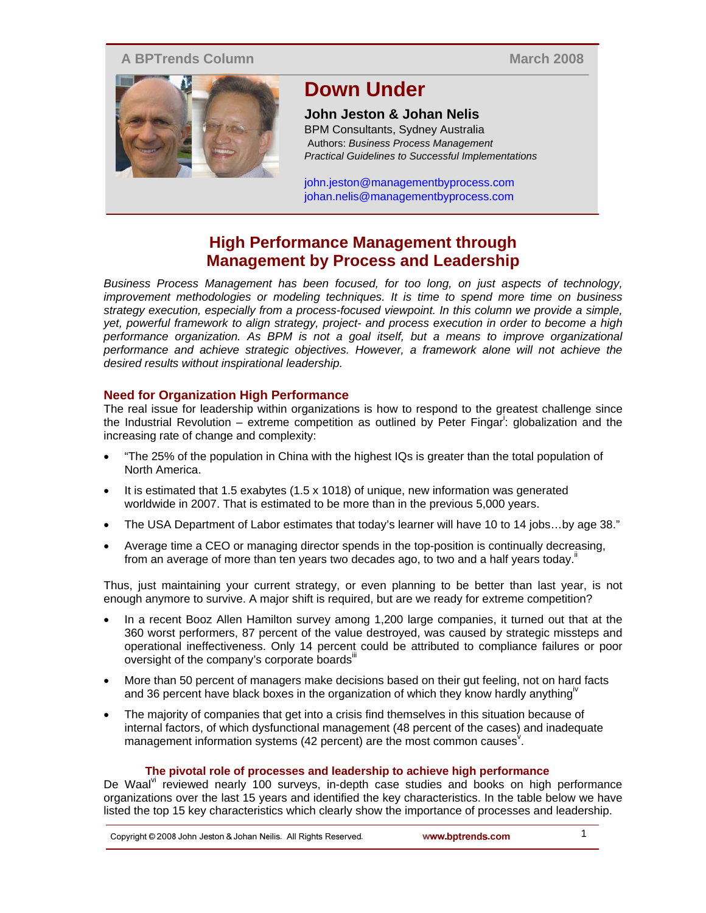A BPTrends Column — March 2008

# Down Under

**John Jeston & Johan Nelis**
BPM Consultants, Sydney Australia
Authors: *Business Process Management Practical Guidelines to Successful Implementations*

john.jeston@managementbyprocess.com
johan.nelis@managementbyprocess.com

## High Performance Management through Management by Process and Leadership

*Business Process Management has been focused, for too long, on just aspects of technology, improvement methodologies or modeling techniques. It is time to spend more time on business strategy execution, especially from a process-focused viewpoint. In this column we provide a simple, yet, powerful framework to align strategy, project- and process execution in order to become a high performance organization. As BPM is not a goal itself, but a means to improve organizational performance and achieve strategic objectives. However, a framework alone will not achieve the desired results without inspirational leadership.*

### Need for Organization High Performance

The real issue for leadership within organizations is how to respond to the greatest challenge since the Industrial Revolution – extreme competition as outlined by Peter Fingar[i]: globalization and the increasing rate of change and complexity:

- "The 25% of the population in China with the highest IQs is greater than the total population of North America.
- It is estimated that 1.5 exabytes (1.5 x 1018) of unique, new information was generated worldwide in 2007. That is estimated to be more than in the previous 5,000 years.
- The USA Department of Labor estimates that today's learner will have 10 to 14 jobs…by age 38."
- Average time a CEO or managing director spends in the top-position is continually decreasing, from an average of more than ten years two decades ago, to two and a half years today.[ii]

Thus, just maintaining your current strategy, or even planning to be better than last year, is not enough anymore to survive. A major shift is required, but are we ready for extreme competition?

- In a recent Booz Allen Hamilton survey among 1,200 large companies, it turned out that at the 360 worst performers, 87 percent of the value destroyed, was caused by strategic missteps and operational ineffectiveness. Only 14 percent could be attributed to compliance failures or poor oversight of the company's corporate boards[iii]
- More than 50 percent of managers make decisions based on their gut feeling, not on hard facts and 36 percent have black boxes in the organization of which they know hardly anything[iv]
- The majority of companies that get into a crisis find themselves in this situation because of internal factors, of which dysfunctional management (48 percent of the cases) and inadequate management information systems (42 percent) are the most common causes[v].

### The pivotal role of processes and leadership to achieve high performance

De Waal[vi] reviewed nearly 100 surveys, in-depth case studies and books on high performance organizations over the last 15 years and identified the key characteristics. In the table below we have listed the top 15 key characteristics which clearly show the importance of processes and leadership.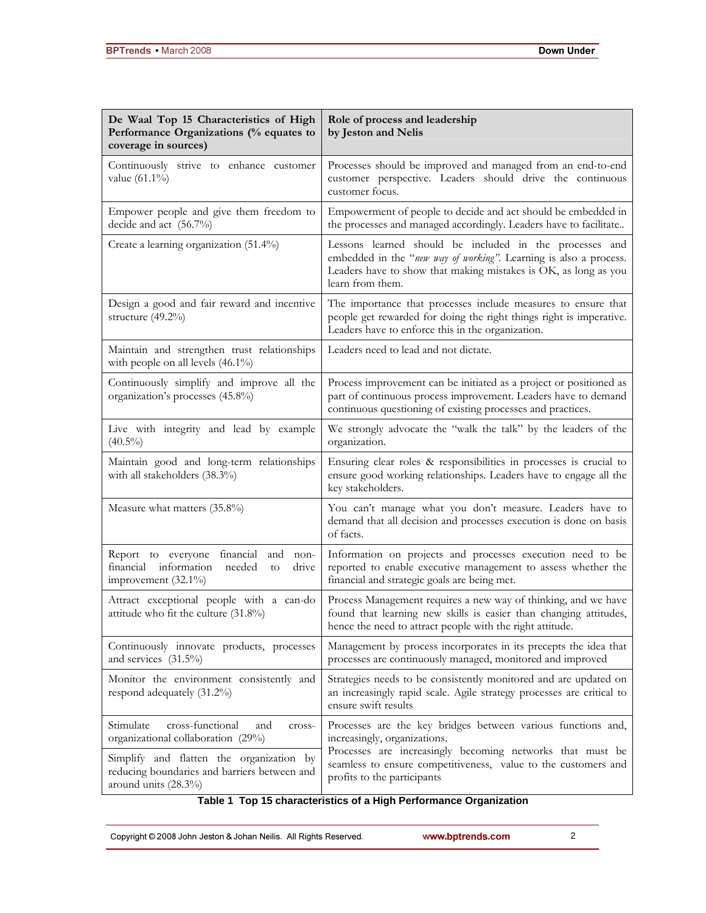| De Waal Top 15 Characteristics of High Performance Organizations (% equates to coverage in sources) | Role of process and leadership by Jeston and Nelis |
|---|---|
| Continuously strive to enhance customer value (61.1%) | Processes should be improved and managed from an end-to-end customer perspective. Leaders should drive the continuous customer focus. |
| Empower people and give them freedom to decide and act (56.7%) | Empowerment of people to decide and act should be embedded in the processes and managed accordingly. Leaders have to facilitate.. |
| Create a learning organization (51.4%) | Lessons learned should be included in the processes and embedded in the "*new way of working*". Learning is also a process. Leaders have to show that making mistakes is OK, as long as you learn from them. |
| Design a good and fair reward and incentive structure (49.2%) | The importance that processes include measures to ensure that people get rewarded for doing the right things right is imperative. Leaders have to enforce this in the organization. |
| Maintain and strengthen trust relationships with people on all levels (46.1%) | Leaders need to lead and not dictate. |
| Continuously simplify and improve all the organization's processes (45.8%) | Process improvement can be initiated as a project or positioned as part of continuous process improvement. Leaders have to demand continuous questioning of existing processes and practices. |
| Live with integrity and lead by example (40.5%) | We strongly advocate the "walk the talk" by the leaders of the organization. |
| Maintain good and long-term relationships with all stakeholders (38.3%) | Ensuring clear roles & responsibilities in processes is crucial to ensure good working relationships. Leaders have to engage all the key stakeholders. |
| Measure what matters (35.8%) | You can't manage what you don't measure. Leaders have to demand that all decision and processes execution is done on basis of facts. |
| Report to everyone financial and non-financial information needed to drive improvement (32.1%) | Information on projects and processes execution need to be reported to enable executive management to assess whether the financial and strategic goals are being met. |
| Attract exceptional people with a can-do attitude who fit the culture (31.8%) | Process Management requires a new way of thinking, and we have found that learning new skills is easier than changing attitudes, hence the need to attract people with the right attitude. |
| Continuously innovate products, processes and services (31.5%) | Management by process incorporates in its precepts the idea that processes are continuously managed, monitored and improved |
| Monitor the environment consistently and respond adequately (31.2%) | Strategies needs to be consistently monitored and are updated on an increasingly rapid scale. Agile strategy processes are critical to ensure swift results |
| Stimulate cross-functional and cross-organizational collaboration (29%) | Processes are the key bridges between various functions and, increasingly, organizations. Processes are increasingly becoming networks that must be seamless to ensure competitiveness, value to the customers and profits to the participants |
| Simplify and flatten the organization by reducing boundaries and barriers between and around units (28.3%) | |

**Table 1 Top 15 characteristics of a High Performance Organization**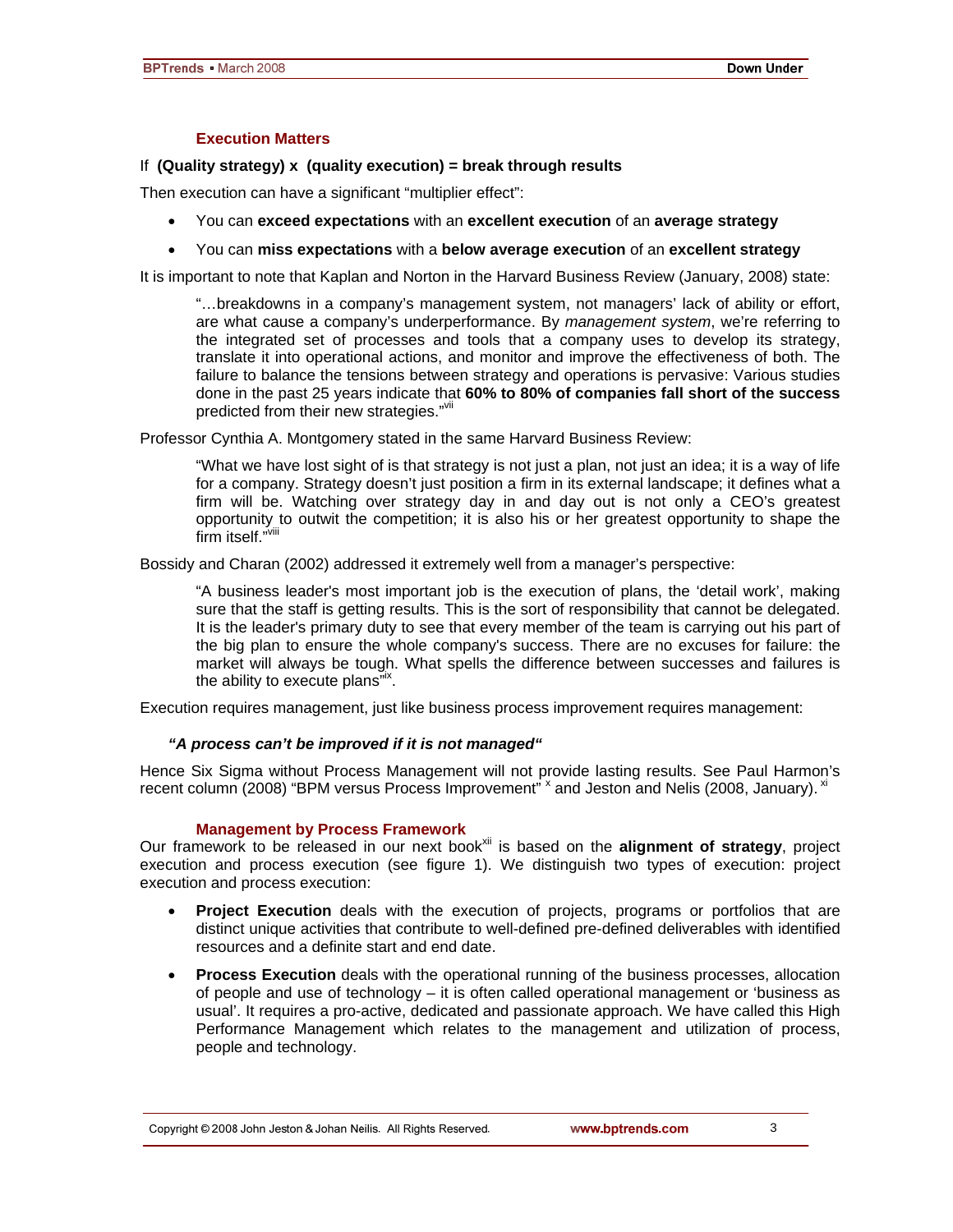## Execution Matters

If **(Quality strategy) x (quality execution) = break through results**

Then execution can have a significant "multiplier effect":

- You can **exceed expectations** with an **excellent execution** of an **average strategy**
- You can **miss expectations** with a **below average execution** of an **excellent strategy**

It is important to note that Kaplan and Norton in the Harvard Business Review (January, 2008) state:

> "…breakdowns in a company's management system, not managers' lack of ability or effort, are what cause a company's underperformance. By *management system*, we're referring to the integrated set of processes and tools that a company uses to develop its strategy, translate it into operational actions, and monitor and improve the effectiveness of both. The failure to balance the tensions between strategy and operations is pervasive: Various studies done in the past 25 years indicate that **60% to 80% of companies fall short of the success** predicted from their new strategies."[vii]

Professor Cynthia A. Montgomery stated in the same Harvard Business Review:

> "What we have lost sight of is that strategy is not just a plan, not just an idea; it is a way of life for a company. Strategy doesn't just position a firm in its external landscape; it defines what a firm will be. Watching over strategy day in and day out is not only a CEO's greatest opportunity to outwit the competition; it is also his or her greatest opportunity to shape the firm itself."[viii]

Bossidy and Charan (2002) addressed it extremely well from a manager's perspective:

> "A business leader's most important job is the execution of plans, the 'detail work', making sure that the staff is getting results. This is the sort of responsibility that cannot be delegated. It is the leader's primary duty to see that every member of the team is carrying out his part of the big plan to ensure the whole company's success. There are no excuses for failure: the market will always be tough. What spells the difference between successes and failures is the ability to execute plans"[ix].

Execution requires management, just like business process improvement requires management:

***"A process can't be improved if it is not managed"***

Hence Six Sigma without Process Management will not provide lasting results. See Paul Harmon's recent column (2008) "BPM versus Process Improvement" [x] and Jeston and Nelis (2008, January). [xi]

## Management by Process Framework

Our framework to be released in our next book[xii] is based on the **alignment of strategy**, project execution and process execution (see figure 1). We distinguish two types of execution: project execution and process execution:

- **Project Execution** deals with the execution of projects, programs or portfolios that are distinct unique activities that contribute to well-defined pre-defined deliverables with identified resources and a definite start and end date.
- **Process Execution** deals with the operational running of the business processes, allocation of people and use of technology – it is often called operational management or 'business as usual'. It requires a pro-active, dedicated and passionate approach. We have called this High Performance Management which relates to the management and utilization of process, people and technology.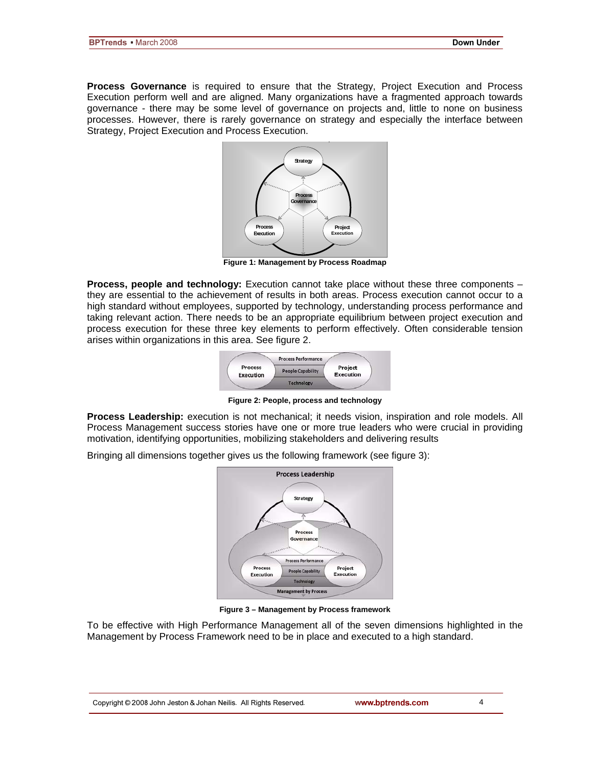**Process Governance** is required to ensure that the Strategy, Project Execution and Process Execution perform well and are aligned. Many organizations have a fragmented approach towards governance - there may be some level of governance on projects and, little to none on business processes. However, there is rarely governance on strategy and especially the interface between Strategy, Project Execution and Process Execution.

**Figure 1: Management by Process Roadmap**

**Process, people and technology:** Execution cannot take place without these three components – they are essential to the achievement of results in both areas. Process execution cannot occur to a high standard without employees, supported by technology, understanding process performance and taking relevant action. There needs to be an appropriate equilibrium between project execution and process execution for these three key elements to perform effectively. Often considerable tension arises within organizations in this area. See figure 2.

**Figure 2: People, process and technology**

**Process Leadership:** execution is not mechanical; it needs vision, inspiration and role models. All Process Management success stories have one or more true leaders who were crucial in providing motivation, identifying opportunities, mobilizing stakeholders and delivering results

Bringing all dimensions together gives us the following framework (see figure 3):

**Figure 3 – Management by Process framework**

To be effective with High Performance Management all of the seven dimensions highlighted in the Management by Process Framework need to be in place and executed to a high standard.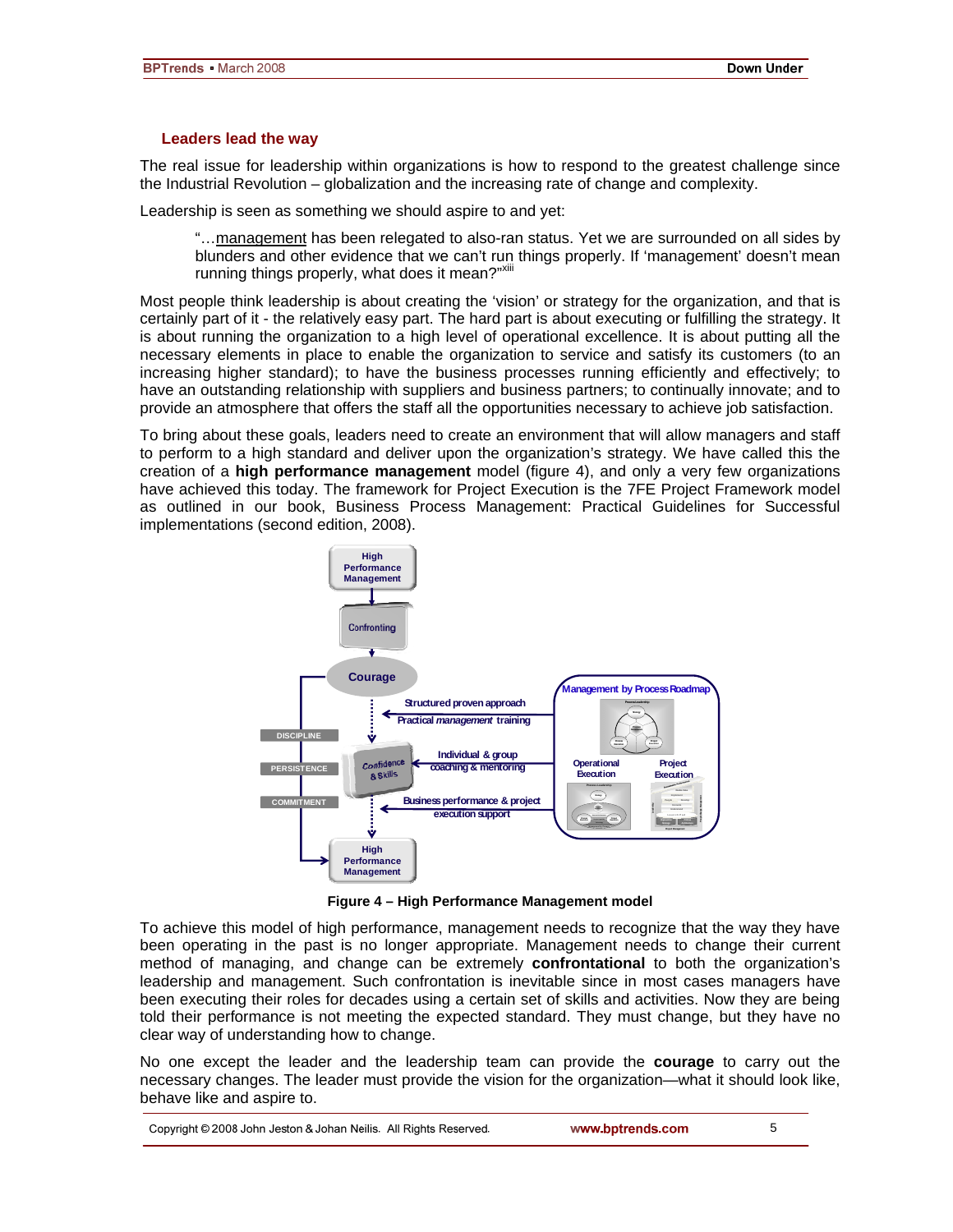## Leaders lead the way

The real issue for leadership within organizations is how to respond to the greatest challenge since the Industrial Revolution – globalization and the increasing rate of change and complexity.

Leadership is seen as something we should aspire to and yet:

> "…management has been relegated to also-ran status. Yet we are surrounded on all sides by blunders and other evidence that we can't run things properly. If 'management' doesn't mean running things properly, what does it mean?"[xiii]

Most people think leadership is about creating the 'vision' or strategy for the organization, and that is certainly part of it - the relatively easy part. The hard part is about executing or fulfilling the strategy. It is about running the organization to a high level of operational excellence. It is about putting all the necessary elements in place to enable the organization to service and satisfy its customers (to an increasing higher standard); to have the business processes running efficiently and effectively; to have an outstanding relationship with suppliers and business partners; to continually innovate; and to provide an atmosphere that offers the staff all the opportunities necessary to achieve job satisfaction.

To bring about these goals, leaders need to create an environment that will allow managers and staff to perform to a high standard and deliver upon the organization's strategy. We have called this the creation of a **high performance management** model (figure 4), and only a very few organizations have achieved this today. The framework for Project Execution is the 7FE Project Framework model as outlined in our book, Business Process Management: Practical Guidelines for Successful implementations (second edition, 2008).

High Performance Management → Confronting → Courage → Confidence & Skills → High Performance Management

DISCIPLINE | PERSISTENCE | COMMITMENT

Management by Process Roadmap: Operational Execution, Project Execution

- Structured proven approach
- Practical *management* training
- Individual & group coaching & mentoring
- Business performance & project execution support

**Figure 4 – High Performance Management model**

To achieve this model of high performance, management needs to recognize that the way they have been operating in the past is no longer appropriate. Management needs to change their current method of managing, and change can be extremely **confrontational** to both the organization's leadership and management. Such confrontation is inevitable since in most cases managers have been executing their roles for decades using a certain set of skills and activities. Now they are being told their performance is not meeting the expected standard. They must change, but they have no clear way of understanding how to change.

No one except the leader and the leadership team can provide the **courage** to carry out the necessary changes. The leader must provide the vision for the organization—what it should look like, behave like and aspire to.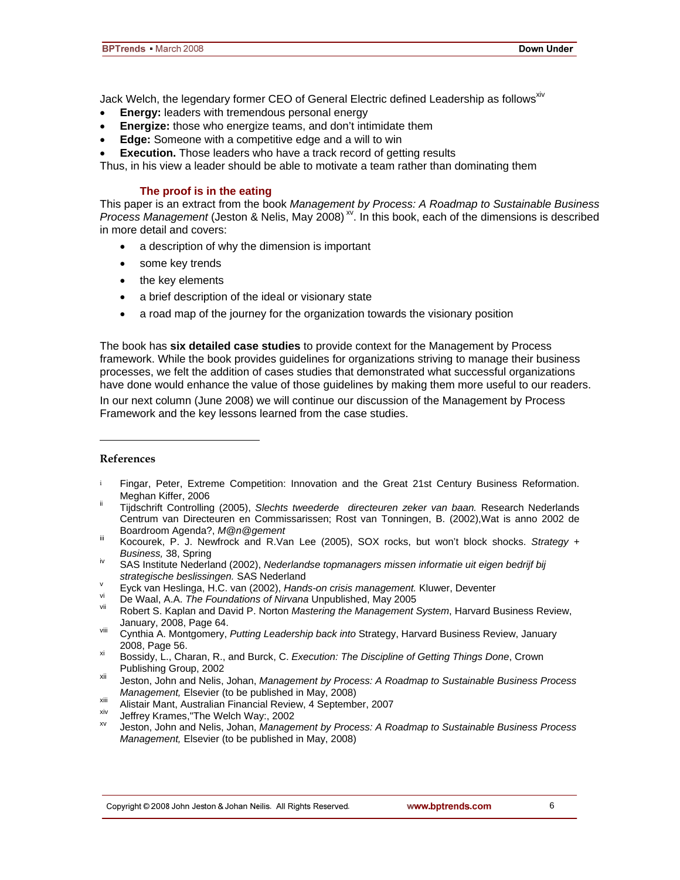Jack Welch, the legendary former CEO of General Electric defined Leadership as follows[xiv]

- **Energy:** leaders with tremendous personal energy
- **Energize:** those who energize teams, and don't intimidate them
- **Edge:** Someone with a competitive edge and a will to win
- **Execution.** Those leaders who have a track record of getting results

Thus, in his view a leader should be able to motivate a team rather than dominating them

### The proof is in the eating

This paper is an extract from the book *Management by Process: A Roadmap to Sustainable Business Process Management* (Jeston & Nelis, May 2008)[xv]. In this book, each of the dimensions is described in more detail and covers:

- a description of why the dimension is important
- some key trends
- the key elements
- a brief description of the ideal or visionary state
- a road map of the journey for the organization towards the visionary position

The book has **six detailed case studies** to provide context for the Management by Process framework. While the book provides guidelines for organizations striving to manage their business processes, we felt the addition of cases studies that demonstrated what successful organizations have done would enhance the value of those guidelines by making them more useful to our readers.

In our next column (June 2008) we will continue our discussion of the Management by Process Framework and the key lessons learned from the case studies.

---

## References

[i] Fingar, Peter, Extreme Competition: Innovation and the Great 21st Century Business Reformation. Meghan Kiffer, 2006

[ii] Tijdschrift Controlling (2005), *Slechts tweederde directeuren zeker van baan.* Research Nederlands Centrum van Directeuren en Commissarissen; Rost van Tonningen, B. (2002),Wat is anno 2002 de Boardroom Agenda?, *M@n@gement*

[iii] Kocourek, P. J. Newfrock and R.Van Lee (2005), SOX rocks, but won't block shocks. *Strategy + Business,* 38, Spring

[iv] SAS Institute Nederland (2002), *Nederlandse topmanagers missen informatie uit eigen bedrijf bij strategische beslissingen.* SAS Nederland

[v] Eyck van Heslinga, H.C. van (2002), *Hands-on crisis management.* Kluwer, Deventer

[vi] De Waal, A.A. *The Foundations of Nirvana* Unpublished, May 2005

[vii] Robert S. Kaplan and David P. Norton *Mastering the Management System*, Harvard Business Review, January, 2008, Page 64.

[viii] Cynthia A. Montgomery, *Putting Leadership back into* Strategy, Harvard Business Review, January 2008, Page 56.

[xi] Bossidy, L., Charan, R., and Burck, C. *Execution: The Discipline of Getting Things Done*, Crown Publishing Group, 2002

[xii] Jeston, John and Nelis, Johan, *Management by Process: A Roadmap to Sustainable Business Process Management,* Elsevier (to be published in May, 2008)

[xiii] Alistair Mant, Australian Financial Review, 4 September, 2007

[xiv] Jeffrey Krames,"The Welch Way:, 2002

[xv] Jeston, John and Nelis, Johan, *Management by Process: A Roadmap to Sustainable Business Process Management,* Elsevier (to be published in May, 2008)